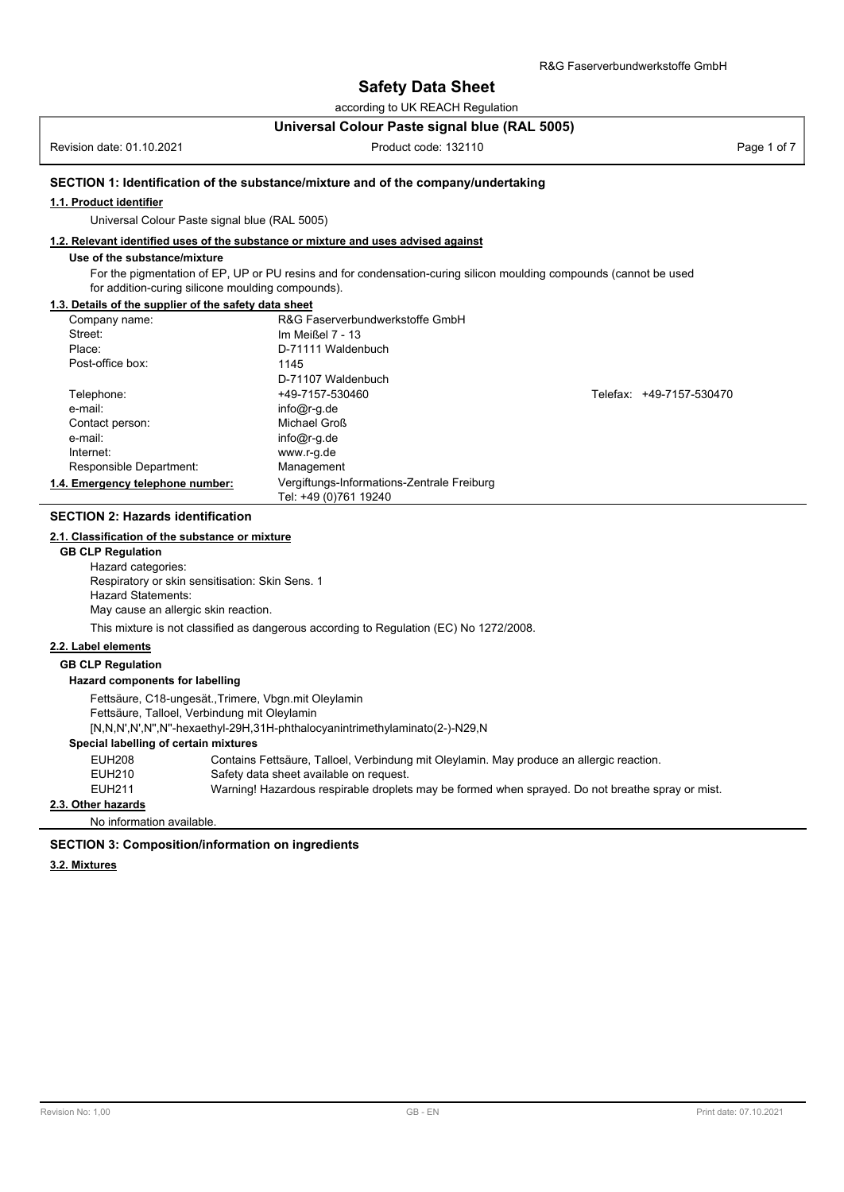# Safety Data Sheet

according to UK REACH Regulation

**Universal Colour Paste signal blue (RAL 5005)**

Revision date: 01.10.2021 | Product code: 132110

## SECTION 1: Identification of the substance/mixture and of the company/undertaking

### 1.1. Product identifier

Universal Colour Paste signal blue (RAL 5005)

### 1.2. Relevant identified uses of the substance or mixture and uses advised against

**Use of the substance/mixture**

For the pigmentation of EP, UP or PU resins and for condensation-curing silicon moulding compounds (cannot be used for addition-curing silicone moulding compounds).

### 1.3. Details of the supplier of the safety data sheet

| | | |
|---|---|---|
| Company name: | R&G Faserverbundwerkstoffe GmbH | |
| Street: | Im Meißel 7 - 13 | |
| Place: | D-71111 Waldenbuch | |
| Post-office box: | 1145 | |
| | D-71107 Waldenbuch | |
| Telephone: | +49-7157-530460 | Telefax: +49-7157-530470 |
| e-mail: | info@r-g.de | |
| Contact person: | Michael Groß | |
| e-mail: | info@r-g.de | |
| Internet: | www.r-g.de | |
| Responsible Department: | Management | |

**1.4. Emergency telephone number:** Vergiftungs-Informations-Zentrale Freiburg
Tel: +49 (0)761 19240

## SECTION 2: Hazards identification

### 2.1. Classification of the substance or mixture

**GB CLP Regulation**

Hazard categories:
Respiratory or skin sensitisation: Skin Sens. 1
Hazard Statements:
May cause an allergic skin reaction.

This mixture is not classified as dangerous according to Regulation (EC) No 1272/2008.

### 2.2. Label elements

**GB CLP Regulation**

**Hazard components for labelling**

Fettsäure, C18-ungesät.,Trimere, Vbgn.mit Oleylamin
Fettsäure, Talloel, Verbindung mit Oleylamin
[N,N,N',N',N",N"-hexaethyl-29H,31H-phthalocyanintrimethylaminato(2-)-N29,N

**Special labelling of certain mixtures**

| | |
|---|---|
| EUH208 | Contains Fettsäure, Talloel, Verbindung mit Oleylamin. May produce an allergic reaction. |
| EUH210 | Safety data sheet available on request. |
| EUH211 | Warning! Hazardous respirable droplets may be formed when sprayed. Do not breathe spray or mist. |

### 2.3. Other hazards

No information available.

## SECTION 3: Composition/information on ingredients

### 3.2. Mixtures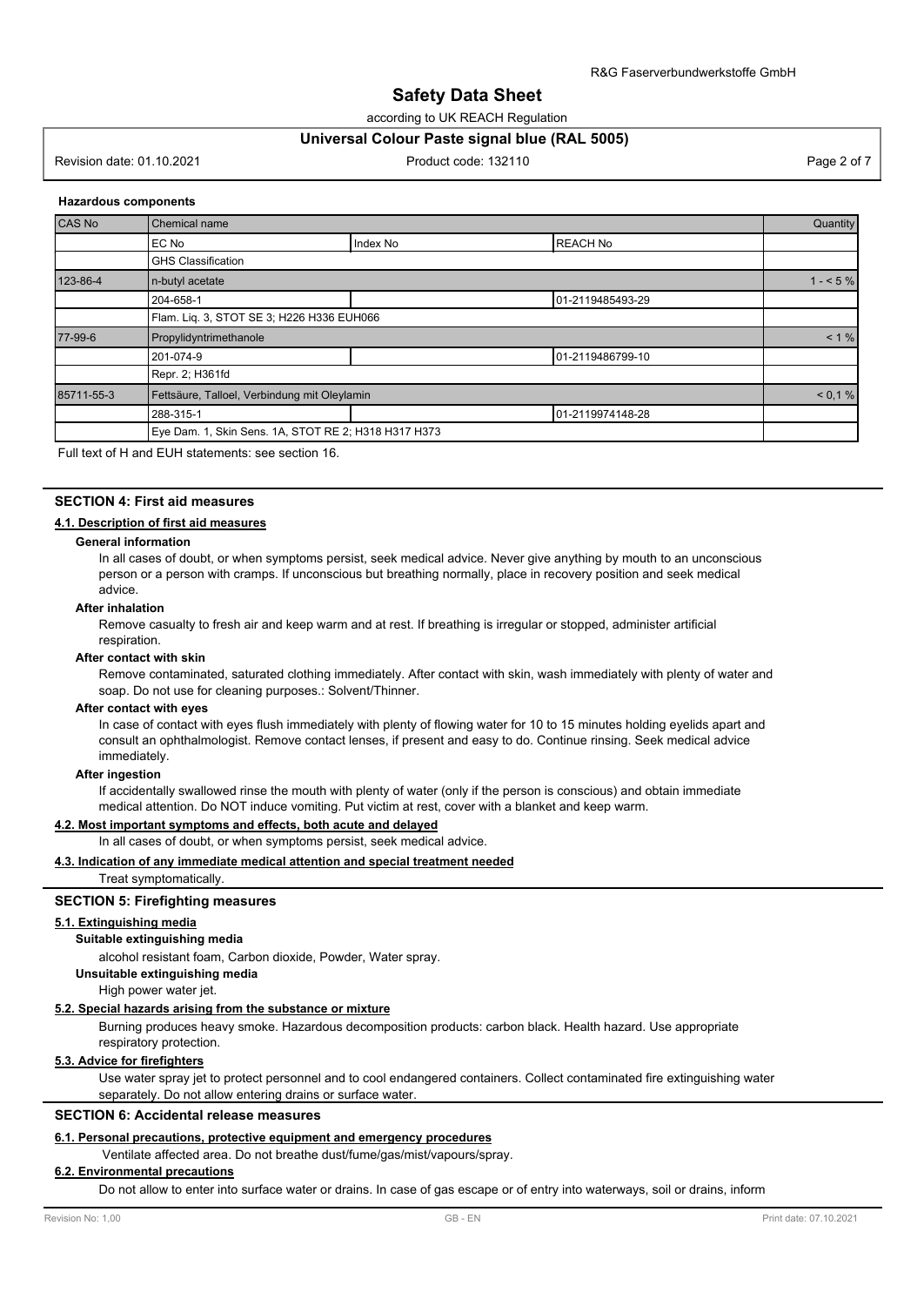**Hazardous components**

| CAS No | Chemical name | | | Quantity |
|---|---|---|---|---|
| | EC No | Index No | REACH No | |
| | GHS Classification | | | |
| 123-86-4 | n-butyl acetate | | | 1 - < 5 % |
| | 204-658-1 | | 01-2119485493-29 | |
| | Flam. Liq. 3, STOT SE 3; H226 H336 EUH066 | | | |
| 77-99-6 | Propylidyntrimethanole | | | < 1 % |
| | 201-074-9 | | 01-2119486799-10 | |
| | Repr. 2; H361fd | | | |
| 85711-55-3 | Fettsäure, Talloel, Verbindung mit Oleylamin | | | < 0,1 % |
| | 288-315-1 | | 01-2119974148-28 | |
| | Eye Dam. 1, Skin Sens. 1A, STOT RE 2; H318 H317 H373 | | | |

Full text of H and EUH statements: see section 16.

## SECTION 4: First aid measures

### 4.1. Description of first aid measures

**General information**

In all cases of doubt, or when symptoms persist, seek medical advice. Never give anything by mouth to an unconscious person or a person with cramps. If unconscious but breathing normally, place in recovery position and seek medical advice.

**After inhalation**

Remove casualty to fresh air and keep warm and at rest. If breathing is irregular or stopped, administer artificial respiration.

**After contact with skin**

Remove contaminated, saturated clothing immediately. After contact with skin, wash immediately with plenty of water and soap. Do not use for cleaning purposes.: Solvent/Thinner.

**After contact with eyes**

In case of contact with eyes flush immediately with plenty of flowing water for 10 to 15 minutes holding eyelids apart and consult an ophthalmologist. Remove contact lenses, if present and easy to do. Continue rinsing. Seek medical advice immediately.

**After ingestion**

If accidentally swallowed rinse the mouth with plenty of water (only if the person is conscious) and obtain immediate medical attention. Do NOT induce vomiting. Put victim at rest, cover with a blanket and keep warm.

### 4.2. Most important symptoms and effects, both acute and delayed

In all cases of doubt, or when symptoms persist, seek medical advice.

### 4.3. Indication of any immediate medical attention and special treatment needed

Treat symptomatically.

## SECTION 5: Firefighting measures

### 5.1. Extinguishing media

**Suitable extinguishing media**

alcohol resistant foam, Carbon dioxide, Powder, Water spray.

**Unsuitable extinguishing media**

High power water jet.

### 5.2. Special hazards arising from the substance or mixture

Burning produces heavy smoke. Hazardous decomposition products: carbon black. Health hazard. Use appropriate respiratory protection.

### 5.3. Advice for firefighters

Use water spray jet to protect personnel and to cool endangered containers. Collect contaminated fire extinguishing water separately. Do not allow entering drains or surface water.

## SECTION 6: Accidental release measures

### 6.1. Personal precautions, protective equipment and emergency procedures

Ventilate affected area. Do not breathe dust/fume/gas/mist/vapours/spray.

### 6.2. Environmental precautions

Do not allow to enter into surface water or drains. In case of gas escape or of entry into waterways, soil or drains, inform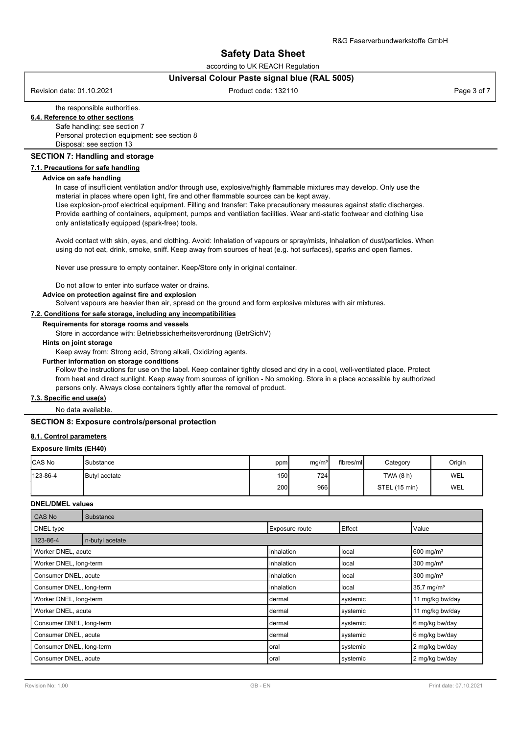the responsible authorities.

**6.4. Reference to other sections**

Safe handling: see section 7
Personal protection equipment: see section 8
Disposal: see section 13

## SECTION 7: Handling and storage

**7.1. Precautions for safe handling**

**Advice on safe handling**

In case of insufficient ventilation and/or through use, explosive/highly flammable mixtures may develop. Only use the material in places where open light, fire and other flammable sources can be kept away.
Use explosion-proof electrical equipment. Filling and transfer: Take precautionary measures against static discharges. Provide earthing of containers, equipment, pumps and ventilation facilities. Wear anti-static footwear and clothing Use only antistatically equipped (spark-free) tools.

Avoid contact with skin, eyes, and clothing. Avoid: Inhalation of vapours or spray/mists, Inhalation of dust/particles. When using do not eat, drink, smoke, sniff. Keep away from sources of heat (e.g. hot surfaces), sparks and open flames.

Never use pressure to empty container. Keep/Store only in original container.

Do not allow to enter into surface water or drains.

**Advice on protection against fire and explosion**

Solvent vapours are heavier than air, spread on the ground and form explosive mixtures with air mixtures.

**7.2. Conditions for safe storage, including any incompatibilities**

**Requirements for storage rooms and vessels**

Store in accordance with: Betriebssicherheitsverordnung (BetrSichV)

**Hints on joint storage**

Keep away from: Strong acid, Strong alkali, Oxidizing agents.

**Further information on storage conditions**

Follow the instructions for use on the label. Keep container tightly closed and dry in a cool, well-ventilated place. Protect from heat and direct sunlight. Keep away from sources of ignition - No smoking. Store in a place accessible by authorized persons only. Always close containers tightly after the removal of product.

**7.3. Specific end use(s)**

No data available.

## SECTION 8: Exposure controls/personal protection

**8.1. Control parameters**

**Exposure limits (EH40)**

| CAS No | Substance | ppm | mg/m³ | fibres/ml | Category | Origin |
|---|---|---|---|---|---|---|
| 123-86-4 | Butyl acetate | 150 | 724 | | TWA (8 h) | WEL |
| | | 200 | 966 | | STEL (15 min) | WEL |

**DNEL/DMEL values**

| CAS No | Substance | | |
|---|---|---|---|
| DNEL type | Exposure route | Effect | Value |
| 123-86-4 | n-butyl acetate | | |
| Worker DNEL, acute | inhalation | local | 600 mg/m³ |
| Worker DNEL, long-term | inhalation | local | 300 mg/m³ |
| Consumer DNEL, acute | inhalation | local | 300 mg/m³ |
| Consumer DNEL, long-term | inhalation | local | 35,7 mg/m³ |
| Worker DNEL, long-term | dermal | systemic | 11 mg/kg bw/day |
| Worker DNEL, acute | dermal | systemic | 11 mg/kg bw/day |
| Consumer DNEL, long-term | dermal | systemic | 6 mg/kg bw/day |
| Consumer DNEL, acute | dermal | systemic | 6 mg/kg bw/day |
| Consumer DNEL, long-term | oral | systemic | 2 mg/kg bw/day |
| Consumer DNEL, acute | oral | systemic | 2 mg/kg bw/day |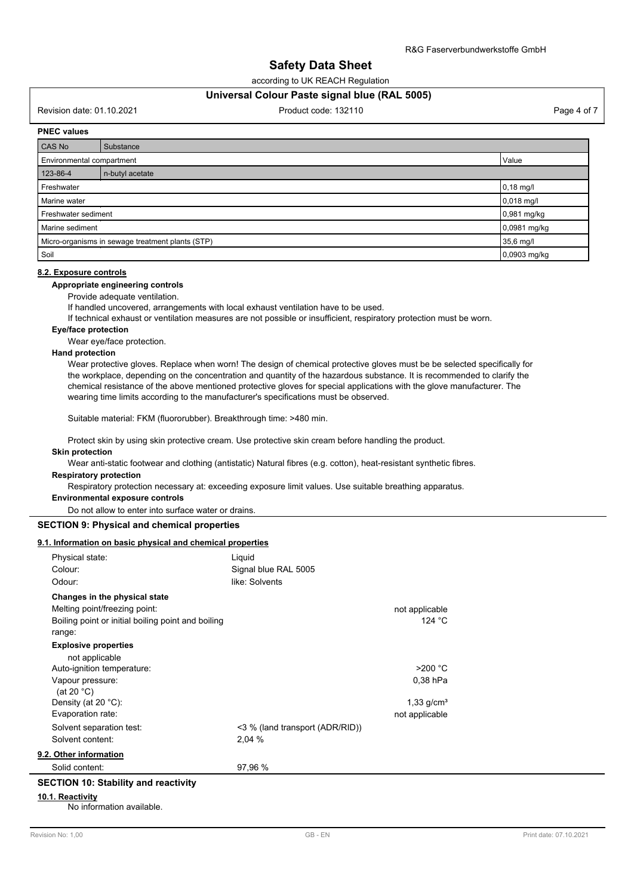**PNEC values**

| CAS No | Substance | |
|---|---|---|
| Environmental compartment | | Value |
| 123-86-4 | n-butyl acetate | |
| Freshwater | | 0,18 mg/l |
| Marine water | | 0,018 mg/l |
| Freshwater sediment | | 0,981 mg/kg |
| Marine sediment | | 0,0981 mg/kg |
| Micro-organisms in sewage treatment plants (STP) | | 35,6 mg/l |
| Soil | | 0,0903 mg/kg |

### 8.2. Exposure controls

**Appropriate engineering controls**

Provide adequate ventilation.

If handled uncovered, arrangements with local exhaust ventilation have to be used.

If technical exhaust or ventilation measures are not possible or insufficient, respiratory protection must be worn.

**Eye/face protection**

Wear eye/face protection.

**Hand protection**

Wear protective gloves. Replace when worn! The design of chemical protective gloves must be be selected specifically for the workplace, depending on the concentration and quantity of the hazardous substance. It is recommended to clarify the chemical resistance of the above mentioned protective gloves for special applications with the glove manufacturer. The wearing time limits according to the manufacturer's specifications must be observed.

Suitable material: FKM (fluororubber). Breakthrough time: >480 min.

Protect skin by using skin protective cream. Use protective skin cream before handling the product.

**Skin protection**

Wear anti-static footwear and clothing (antistatic) Natural fibres (e.g. cotton), heat-resistant synthetic fibres.

**Respiratory protection**

Respiratory protection necessary at: exceeding exposure limit values. Use suitable breathing apparatus.

**Environmental exposure controls**

Do not allow to enter into surface water or drains.

## SECTION 9: Physical and chemical properties

### 9.1. Information on basic physical and chemical properties

| | | |
|---|---|---|
| Physical state: | Liquid | |
| Colour: | Signal blue RAL 5005 | |
| Odour: | like: Solvents | |

**Changes in the physical state**

| | |
|---|---|
| Melting point/freezing point: | not applicable |
| Boiling point or initial boiling point and boiling range: | 124 °C |

**Explosive properties**

not applicable

| | | |
|---|---|---|
| Auto-ignition temperature: | | >200 °C |
| Vapour pressure: (at 20 °C) | | 0,38 hPa |
| Density (at 20 °C): | | 1,33 g/cm³ |
| Evaporation rate: | | not applicable |
| Solvent separation test: | <3 % (land transport (ADR/RID)) | |
| Solvent content: | 2,04 % | |

### 9.2. Other information

| | |
|---|---|
| Solid content: | 97,96 % |

## SECTION 10: Stability and reactivity

### 10.1. Reactivity

No information available.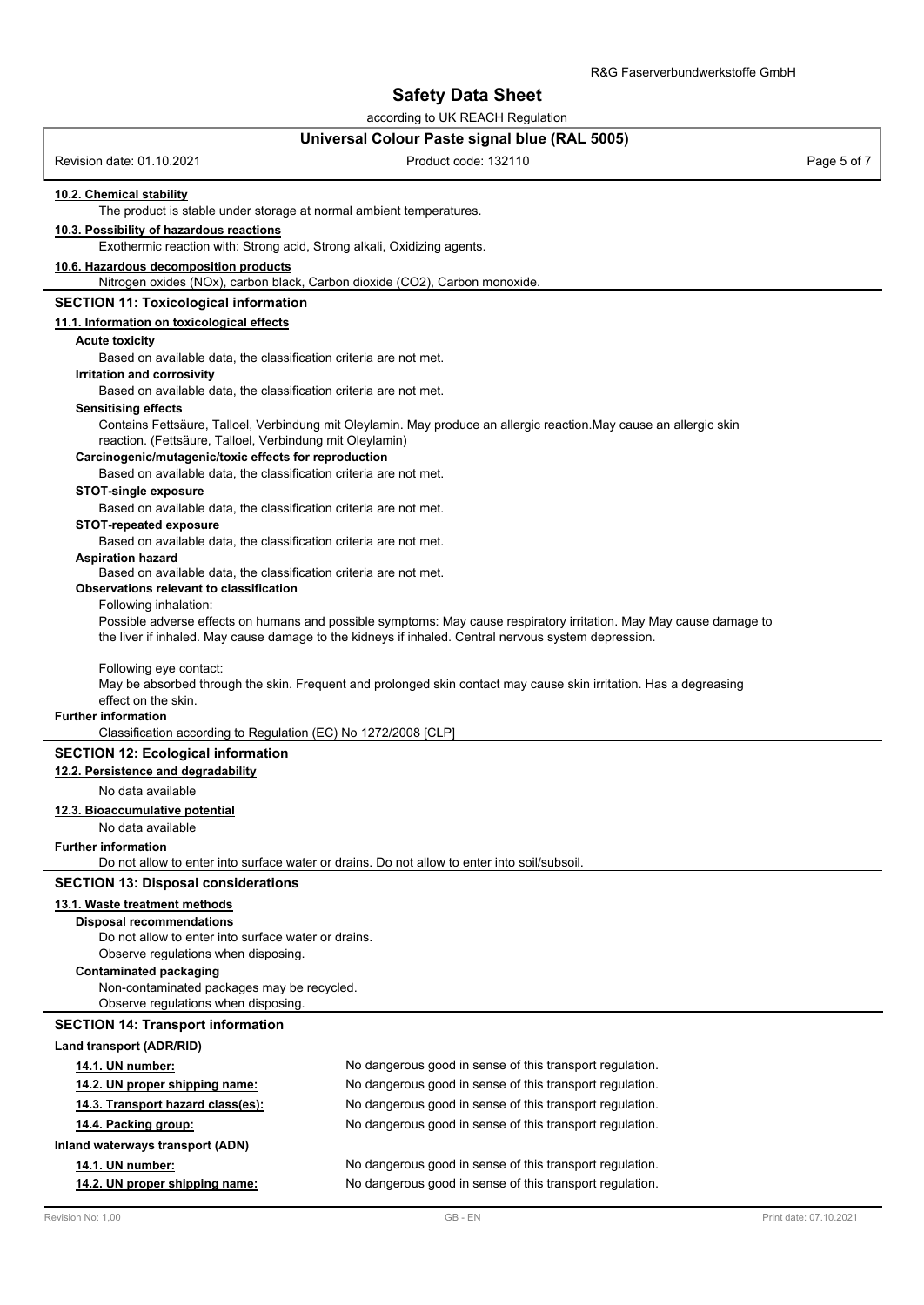### 10.2. Chemical stability

The product is stable under storage at normal ambient temperatures.

### 10.3. Possibility of hazardous reactions

Exothermic reaction with: Strong acid, Strong alkali, Oxidizing agents.

### 10.6. Hazardous decomposition products

Nitrogen oxides (NOx), carbon black, Carbon dioxide ($CO_2$), Carbon monoxide.

## SECTION 11: Toxicological information

### 11.1. Information on toxicological effects

**Acute toxicity**

Based on available data, the classification criteria are not met.

**Irritation and corrosivity**

Based on available data, the classification criteria are not met.

**Sensitising effects**

Contains Fettsäure, Talloel, Verbindung mit Oleylamin. May produce an allergic reaction.May cause an allergic skin reaction. (Fettsäure, Talloel, Verbindung mit Oleylamin)

**Carcinogenic/mutagenic/toxic effects for reproduction**

Based on available data, the classification criteria are not met.

**STOT-single exposure**

Based on available data, the classification criteria are not met.

**STOT-repeated exposure**

Based on available data, the classification criteria are not met.

**Aspiration hazard**

Based on available data, the classification criteria are not met.

**Observations relevant to classification**

Following inhalation:

Possible adverse effects on humans and possible symptoms: May cause respiratory irritation. May May cause damage to the liver if inhaled. May cause damage to the kidneys if inhaled. Central nervous system depression.

Following eye contact:

May be absorbed through the skin. Frequent and prolonged skin contact may cause skin irritation. Has a degreasing effect on the skin.

**Further information**

Classification according to Regulation (EC) No 1272/2008 [CLP]

## SECTION 12: Ecological information

### 12.2. Persistence and degradability

No data available

### 12.3. Bioaccumulative potential

No data available

**Further information**

Do not allow to enter into surface water or drains. Do not allow to enter into soil/subsoil.

## SECTION 13: Disposal considerations

### 13.1. Waste treatment methods

**Disposal recommendations**

Do not allow to enter into surface water or drains.
Observe regulations when disposing.

**Contaminated packaging**

Non-contaminated packages may be recycled.
Observe regulations when disposing.

## SECTION 14: Transport information

**Land transport (ADR/RID)**

| | |
|---|---|
| **14.1. UN number:** | No dangerous good in sense of this transport regulation. |
| **14.2. UN proper shipping name:** | No dangerous good in sense of this transport regulation. |
| **14.3. Transport hazard class(es):** | No dangerous good in sense of this transport regulation. |
| **14.4. Packing group:** | No dangerous good in sense of this transport regulation. |

**Inland waterways transport (ADN)**

| | |
|---|---|
| **14.1. UN number:** | No dangerous good in sense of this transport regulation. |
| **14.2. UN proper shipping name:** | No dangerous good in sense of this transport regulation. |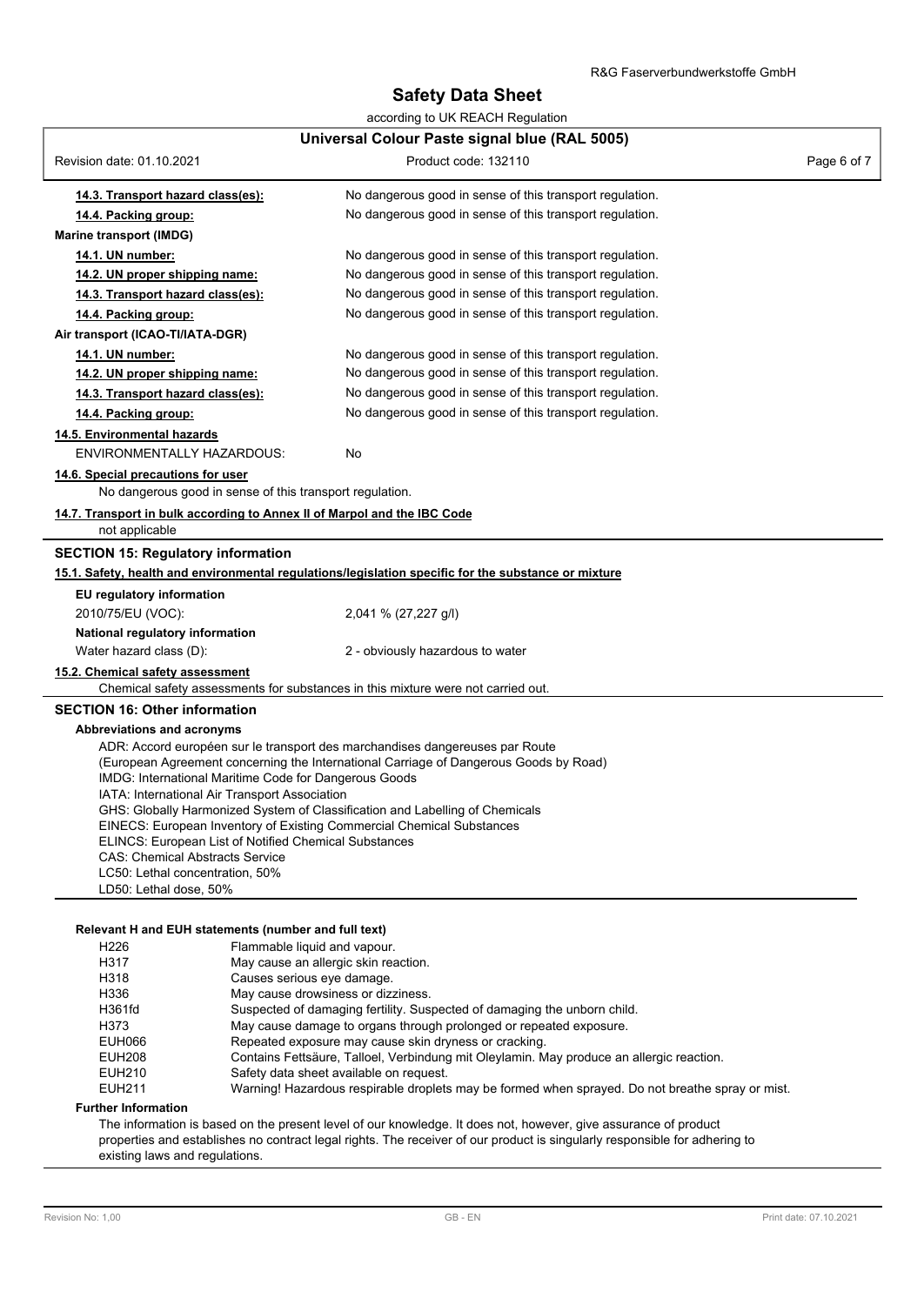| | |
|---|---|
| **14.3. Transport hazard class(es):** | No dangerous good in sense of this transport regulation. |
| **14.4. Packing group:** | No dangerous good in sense of this transport regulation. |

**Marine transport (IMDG)**

| | |
|---|---|
| **14.1. UN number:** | No dangerous good in sense of this transport regulation. |
| **14.2. UN proper shipping name:** | No dangerous good in sense of this transport regulation. |
| **14.3. Transport hazard class(es):** | No dangerous good in sense of this transport regulation. |
| **14.4. Packing group:** | No dangerous good in sense of this transport regulation. |

**Air transport (ICAO-TI/IATA-DGR)**

| | |
|---|---|
| **14.1. UN number:** | No dangerous good in sense of this transport regulation. |
| **14.2. UN proper shipping name:** | No dangerous good in sense of this transport regulation. |
| **14.3. Transport hazard class(es):** | No dangerous good in sense of this transport regulation. |
| **14.4. Packing group:** | No dangerous good in sense of this transport regulation. |

**14.5. Environmental hazards**

ENVIRONMENTALLY HAZARDOUS: No

**14.6. Special precautions for user**

No dangerous good in sense of this transport regulation.

**14.7. Transport in bulk according to Annex II of Marpol and the IBC Code**

not applicable

## SECTION 15: Regulatory information

**15.1. Safety, health and environmental regulations/legislation specific for the substance or mixture**

**EU regulatory information**

2010/75/EU (VOC): 2,041 % (27,227 g/l)

**National regulatory information**

Water hazard class (D): 2 - obviously hazardous to water

**15.2. Chemical safety assessment**

Chemical safety assessments for substances in this mixture were not carried out.

## SECTION 16: Other information

**Abbreviations and acronyms**

ADR: Accord européen sur le transport des marchandises dangereuses par Route
(European Agreement concerning the International Carriage of Dangerous Goods by Road)
IMDG: International Maritime Code for Dangerous Goods
IATA: International Air Transport Association
GHS: Globally Harmonized System of Classification and Labelling of Chemicals
EINECS: European Inventory of Existing Commercial Chemical Substances
ELINCS: European List of Notified Chemical Substances
CAS: Chemical Abstracts Service
LC50: Lethal concentration, 50%
LD50: Lethal dose, 50%

**Relevant H and EUH statements (number and full text)**

| | |
|---|---|
| H226 | Flammable liquid and vapour. |
| H317 | May cause an allergic skin reaction. |
| H318 | Causes serious eye damage. |
| H336 | May cause drowsiness or dizziness. |
| H361fd | Suspected of damaging fertility. Suspected of damaging the unborn child. |
| H373 | May cause damage to organs through prolonged or repeated exposure. |
| EUH066 | Repeated exposure may cause skin dryness or cracking. |
| EUH208 | Contains Fettsäure, Talloel, Verbindung mit Oleylamin. May produce an allergic reaction. |
| EUH210 | Safety data sheet available on request. |
| EUH211 | Warning! Hazardous respirable droplets may be formed when sprayed. Do not breathe spray or mist. |

**Further Information**

The information is based on the present level of our knowledge. It does not, however, give assurance of product properties and establishes no contract legal rights. The receiver of our product is singularly responsible for adhering to existing laws and regulations.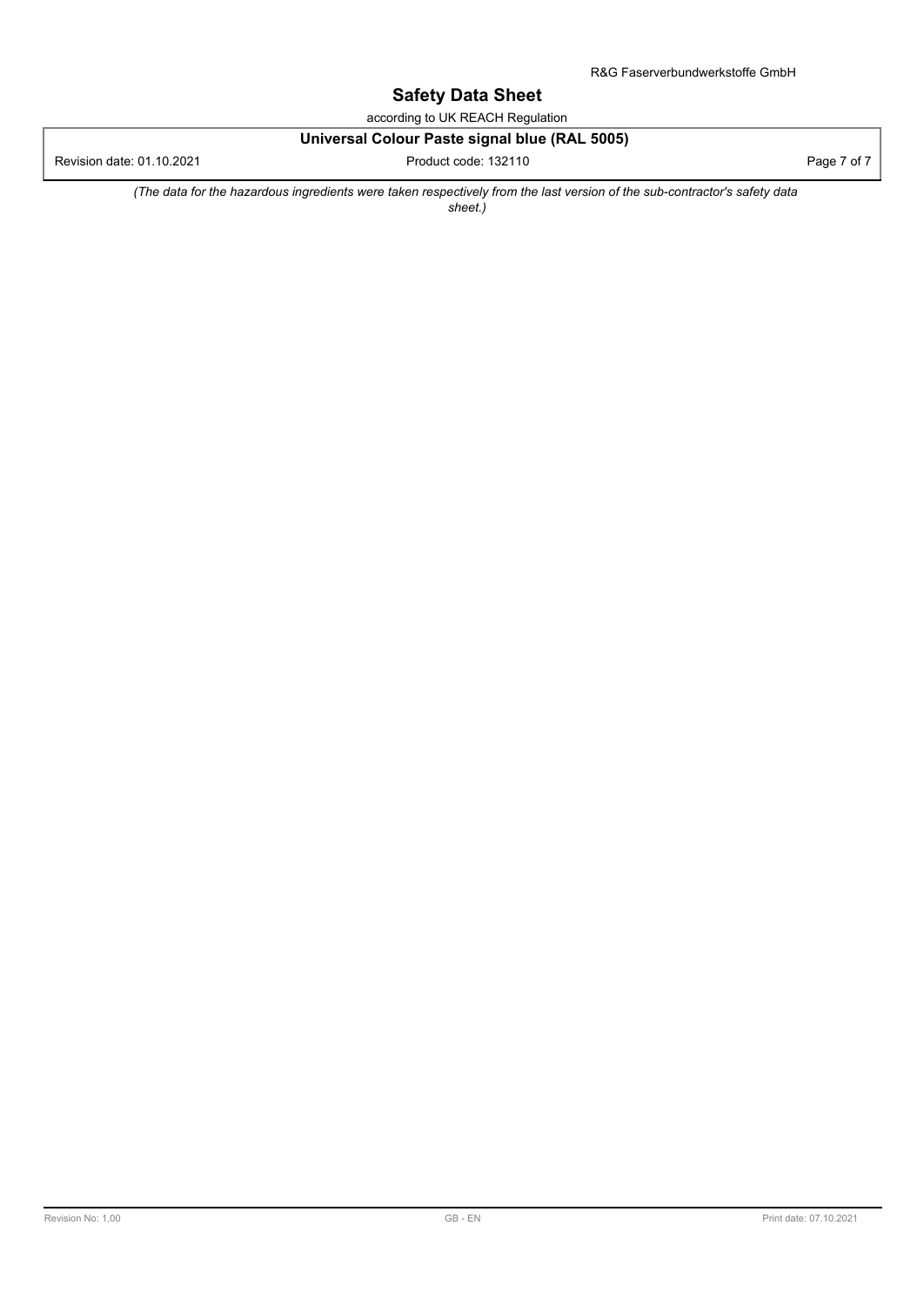*(The data for the hazardous ingredients were taken respectively from the last version of the sub-contractor's safety data sheet.)*